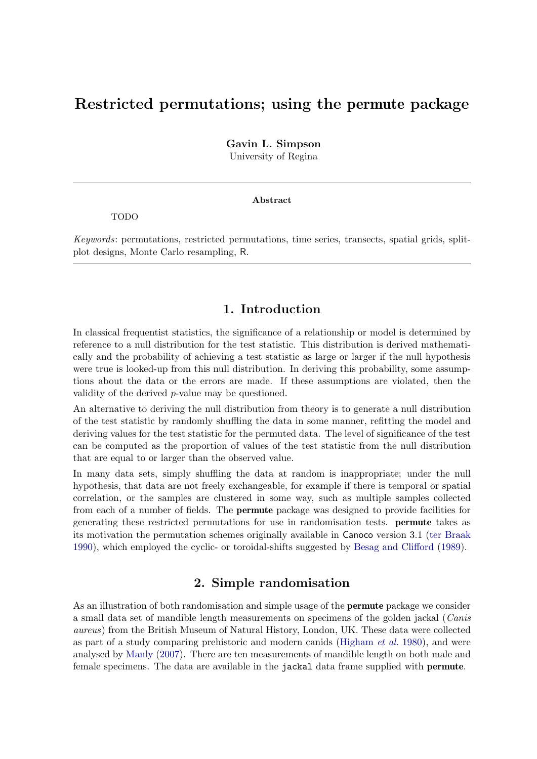# Restricted permutations; using the permute package

**Gavin L. Simpson**
University of Regina

**Abstract**

TODO

*Keywords*: permutations, restricted permutations, time series, transects, spatial grids, split-plot designs, Monte Carlo resampling, R.

## 1. Introduction

In classical frequentist statistics, the significance of a relationship or model is determined by reference to a null distribution for the test statistic. This distribution is derived mathematically and the probability of achieving a test statistic as large or larger if the null hypothesis were true is looked-up from this null distribution. In deriving this probability, some assumptions about the data or the errors are made. If these assumptions are violated, then the validity of the derived *p*-value may be questioned.

An alternative to deriving the null distribution from theory is to generate a null distribution of the test statistic by randomly shuffling the data in some manner, refitting the model and deriving values for the test statistic for the permuted data. The level of significance of the test can be computed as the proportion of values of the test statistic from the null distribution that are equal to or larger than the observed value.

In many data sets, simply shuffling the data at random is inappropriate; under the null hypothesis, that data are not freely exchangeable, for example if there is temporal or spatial correlation, or the samples are clustered in some way, such as multiple samples collected from each of a number of fields. The **permute** package was designed to provide facilities for generating these restricted permutations for use in randomisation tests. **permute** takes as its motivation the permutation schemes originally available in Canoco version 3.1 (ter Braak 1990), which employed the cyclic- or toroidal-shifts suggested by Besag and Clifford (1989).

## 2. Simple randomisation

As an illustration of both randomisation and simple usage of the **permute** package we consider a small data set of mandible length measurements on specimens of the golden jackal (*Canis aureus*) from the British Museum of Natural History, London, UK. These data were collected as part of a study comparing prehistoric and modern canids (Higham *et al.* 1980), and were analysed by Manly (2007). There are ten measurements of mandible length on both male and female specimens. The data are available in the `jackal` data frame supplied with **permute**.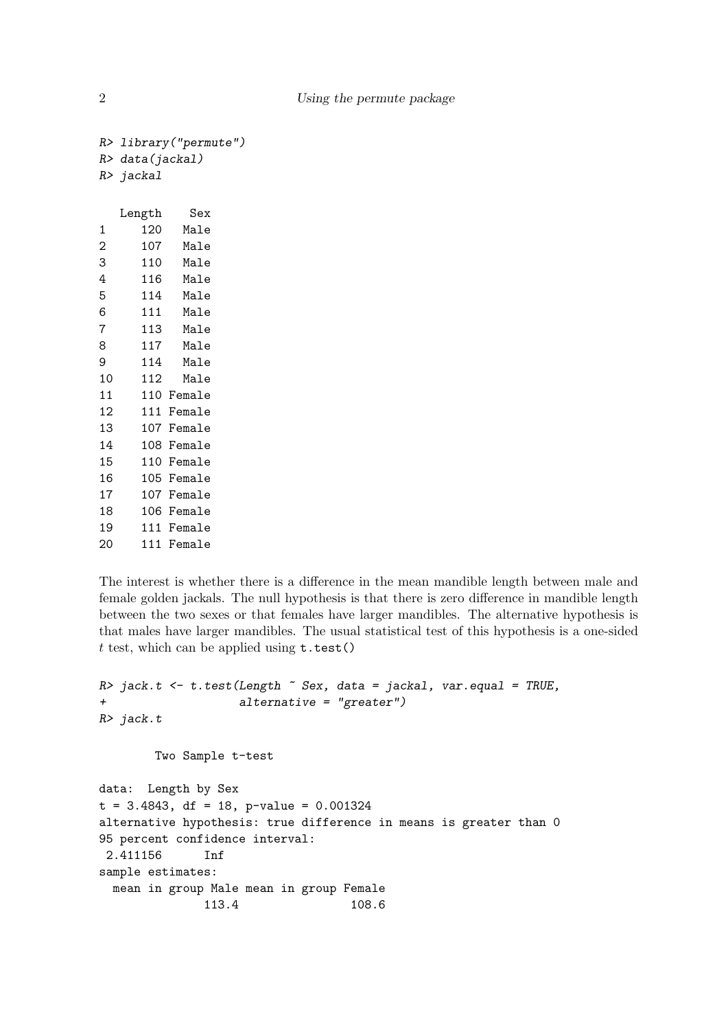```
R> library("permute")
R> data(jackal)
R> jackal

   Length    Sex
1     120   Male
2     107   Male
3     110   Male
4     116   Male
5     114   Male
6     111   Male
7     113   Male
8     117   Male
9     114   Male
10    112   Male
11    110 Female
12    111 Female
13    107 Female
14    108 Female
15    110 Female
16    105 Female
17    107 Female
18    106 Female
19    111 Female
20    111 Female
```

The interest is whether there is a difference in the mean mandible length between male and female golden jackals. The null hypothesis is that there is zero difference in mandible length between the two sexes or that females have larger mandibles. The alternative hypothesis is that males have larger mandibles. The usual statistical test of this hypothesis is a one-sided $t$ test, which can be applied using `t.test()`

```
R> jack.t <- t.test(Length ~ Sex, data = jackal, var.equal = TRUE,
+                   alternative = "greater")
R> jack.t

        Two Sample t-test

data:  Length by Sex
t = 3.4843, df = 18, p-value = 0.001324
alternative hypothesis: true difference in means is greater than 0
95 percent confidence interval:
 2.411156      Inf
sample estimates:
  mean in group Male mean in group Female
               113.4                108.6
```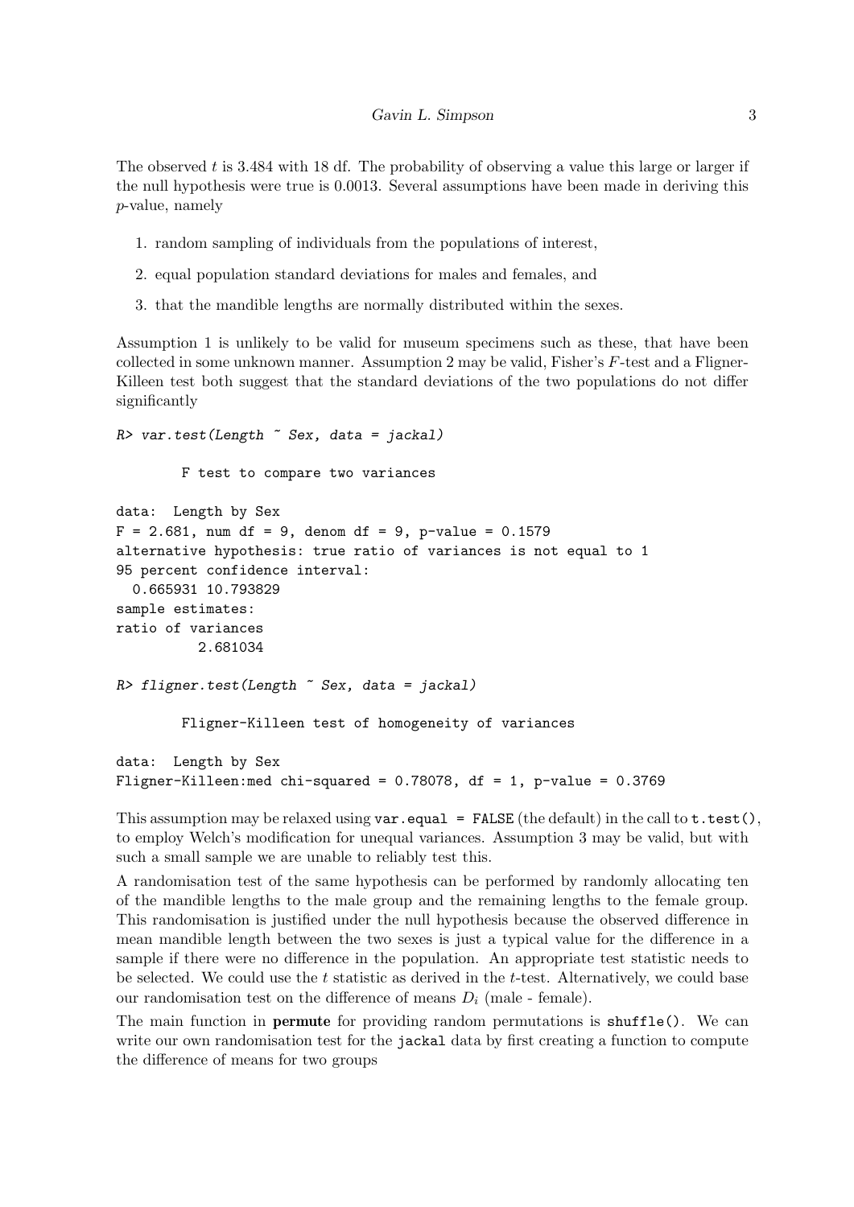The observed $t$ is 3.484 with 18 df. The probability of observing a value this large or larger if the null hypothesis were true is 0.0013. Several assumptions have been made in deriving this $p$-value, namely

1. random sampling of individuals from the populations of interest,
2. equal population standard deviations for males and females, and
3. that the mandible lengths are normally distributed within the sexes.

Assumption 1 is unlikely to be valid for museum specimens such as these, that have been collected in some unknown manner. Assumption 2 may be valid, Fisher's $F$-test and a Fligner-Killeen test both suggest that the standard deviations of the two populations do not differ significantly

```
R> var.test(Length ~ Sex, data = jackal)

        F test to compare two variances

data:  Length by Sex
F = 2.681, num df = 9, denom df = 9, p-value = 0.1579
alternative hypothesis: true ratio of variances is not equal to 1
95 percent confidence interval:
  0.665931 10.793829
sample estimates:
ratio of variances
          2.681034

R> fligner.test(Length ~ Sex, data = jackal)

        Fligner-Killeen test of homogeneity of variances

data:  Length by Sex
Fligner-Killeen:med chi-squared = 0.78078, df = 1, p-value = 0.3769
```

This assumption may be relaxed using `var.equal = FALSE` (the default) in the call to `t.test()`, to employ Welch's modification for unequal variances. Assumption 3 may be valid, but with such a small sample we are unable to reliably test this.

A randomisation test of the same hypothesis can be performed by randomly allocating ten of the mandible lengths to the male group and the remaining lengths to the female group. This randomisation is justified under the null hypothesis because the observed difference in mean mandible length between the two sexes is just a typical value for the difference in a sample if there were no difference in the population. An appropriate test statistic needs to be selected. We could use the $t$ statistic as derived in the $t$-test. Alternatively, we could base our randomisation test on the difference of means $D_i$ (male - female).

The main function in **permute** for providing random permutations is `shuffle()`. We can write our own randomisation test for the `jackal` data by first creating a function to compute the difference of means for two groups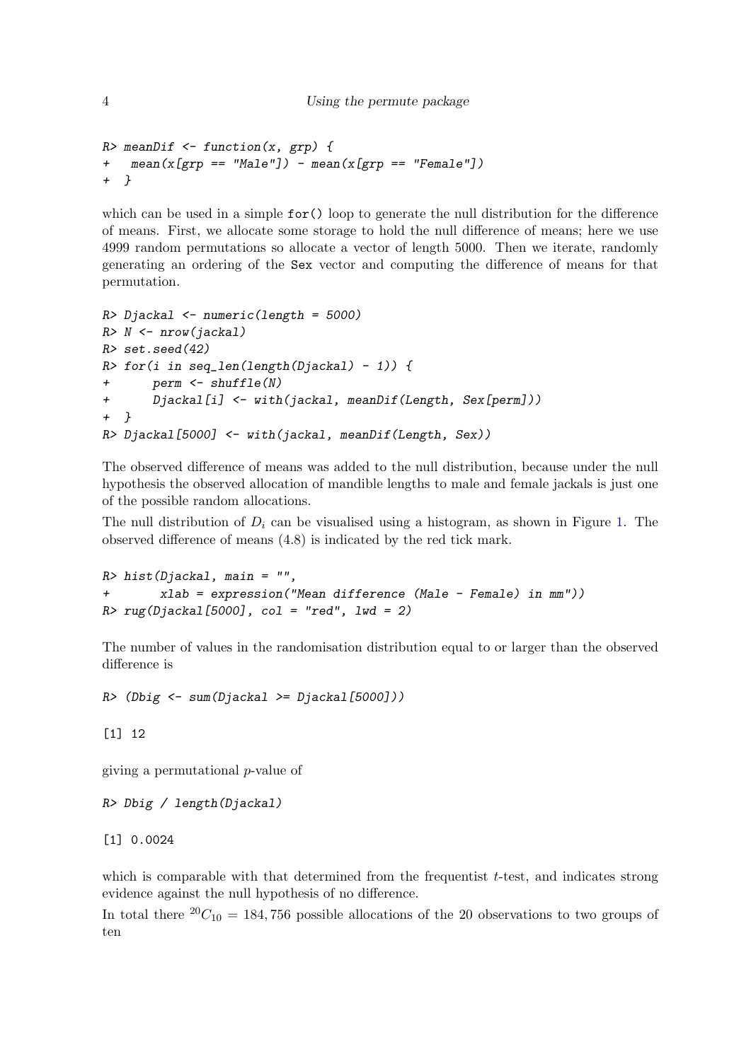```
R> meanDif <- function(x, grp) {
+   mean(x[grp == "Male"]) - mean(x[grp == "Female"])
+  }
```

which can be used in a simple `for()` loop to generate the null distribution for the difference of means. First, we allocate some storage to hold the null difference of means; here we use 4999 random permutations so allocate a vector of length 5000. Then we iterate, randomly generating an ordering of the `Sex` vector and computing the difference of means for that permutation.

```
R> Djackal <- numeric(length = 5000)
R> N <- nrow(jackal)
R> set.seed(42)
R> for(i in seq_len(length(Djackal) - 1)) {
+      perm <- shuffle(N)
+      Djackal[i] <- with(jackal, meanDif(Length, Sex[perm]))
+  }
R> Djackal[5000] <- with(jackal, meanDif(Length, Sex))
```

The observed difference of means was added to the null distribution, because under the null hypothesis the observed allocation of mandible lengths to male and female jackals is just one of the possible random allocations.

The null distribution of $D_i$ can be visualised using a histogram, as shown in Figure 1. The observed difference of means (4.8) is indicated by the red tick mark.

```
R> hist(Djackal, main = "",
+       xlab = expression("Mean difference (Male - Female) in mm"))
R> rug(Djackal[5000], col = "red", lwd = 2)
```

The number of values in the randomisation distribution equal to or larger than the observed difference is

```
R> (Dbig <- sum(Djackal >= Djackal[5000]))

[1] 12
```

giving a permutational $p$-value of

```
R> Dbig / length(Djackal)

[1] 0.0024
```

which is comparable with that determined from the frequentist $t$-test, and indicates strong evidence against the null hypothesis of no difference.

In total there ${}^{20}C_{10} = 184,756$ possible allocations of the 20 observations to two groups of ten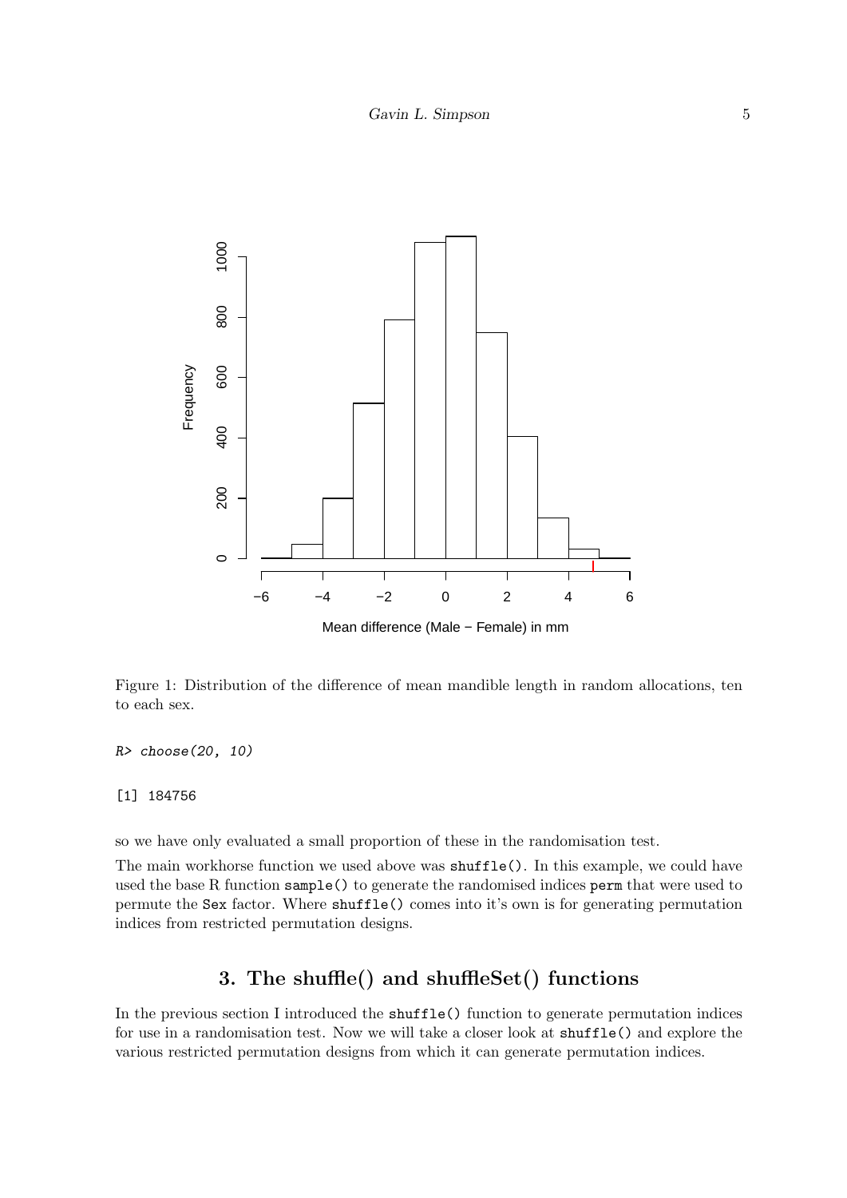Figure 1: Distribution of the difference of mean mandible length in random allocations, ten to each sex.

```
R> choose(20, 10)

[1] 184756
```

so we have only evaluated a small proportion of these in the randomisation test.

The main workhorse function we used above was `shuffle()`. In this example, we could have used the base R function `sample()` to generate the randomised indices `perm` that were used to permute the `Sex` factor. Where `shuffle()` comes into it's own is for generating permutation indices from restricted permutation designs.

## 3. The shuffle() and shuffleSet() functions

In the previous section I introduced the `shuffle()` function to generate permutation indices for use in a randomisation test. Now we will take a closer look at `shuffle()` and explore the various restricted permutation designs from which it can generate permutation indices.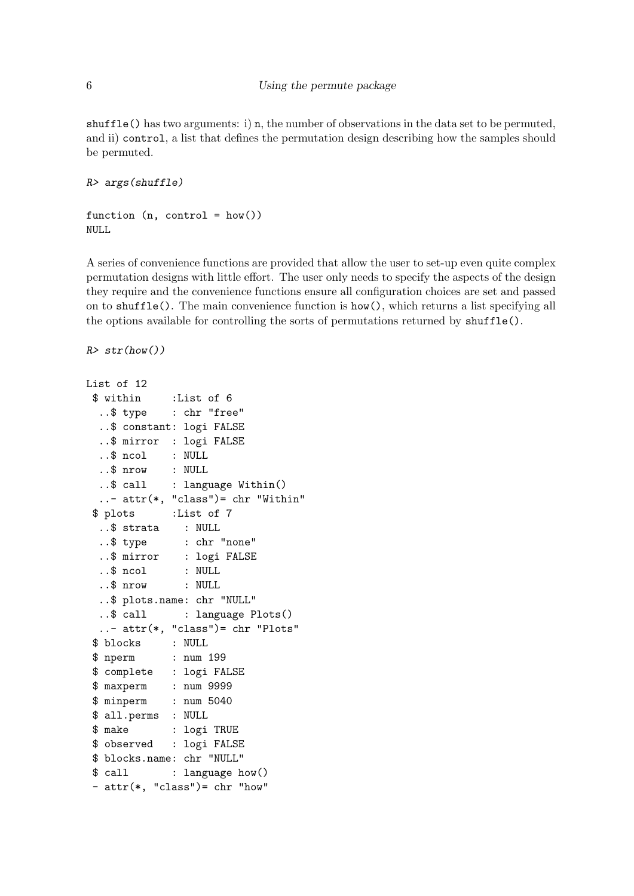`shuffle()` has two arguments: i) `n`, the number of observations in the data set to be permuted, and ii) `control`, a list that defines the permutation design describing how the samples should be permuted.

```
R> args(shuffle)
```

```
function (n, control = how())
NULL
```

A series of convenience functions are provided that allow the user to set-up even quite complex permutation designs with little effort. The user only needs to specify the aspects of the design they require and the convenience functions ensure all configuration choices are set and passed on to `shuffle()`. The main convenience function is `how()`, which returns a list specifying all the options available for controlling the sorts of permutations returned by `shuffle()`.

```
R> str(how())
```

```
List of 12
 $ within     :List of 6
  ..$ type    : chr "free"
  ..$ constant: logi FALSE
  ..$ mirror  : logi FALSE
  ..$ ncol    : NULL
  ..$ nrow    : NULL
  ..$ call    : language Within()
  ..- attr(*, "class")= chr "Within"
 $ plots      :List of 7
  ..$ strata    : NULL
  ..$ type      : chr "none"
  ..$ mirror    : logi FALSE
  ..$ ncol      : NULL
  ..$ nrow      : NULL
  ..$ plots.name: chr "NULL"
  ..$ call      : language Plots()
  ..- attr(*, "class")= chr "Plots"
 $ blocks     : NULL
 $ nperm      : num 199
 $ complete   : logi FALSE
 $ maxperm    : num 9999
 $ minperm    : num 5040
 $ all.perms  : NULL
 $ make       : logi TRUE
 $ observed   : logi FALSE
 $ blocks.name: chr "NULL"
 $ call       : language how()
 - attr(*, "class")= chr "how"
```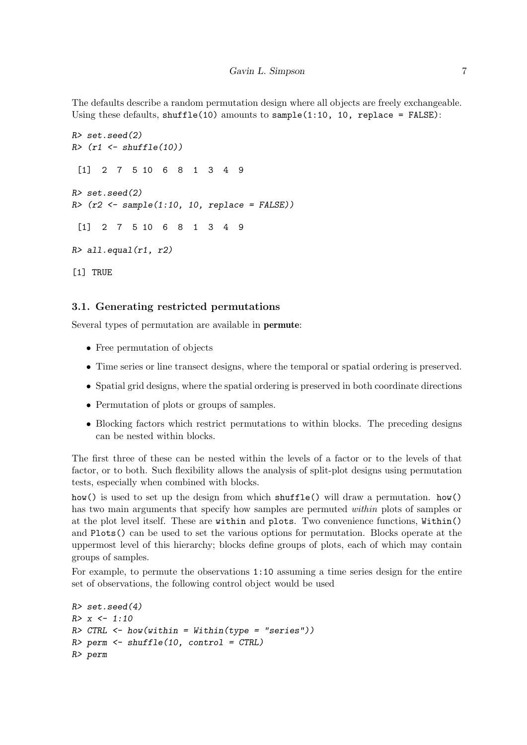The defaults describe a random permutation design where all objects are freely exchangeable. Using these defaults, `shuffle(10)` amounts to `sample(1:10, 10, replace = FALSE)`:

```
R> set.seed(2)
R> (r1 <- shuffle(10))

 [1]  2  7  5 10  6  8  1  3  4  9

R> set.seed(2)
R> (r2 <- sample(1:10, 10, replace = FALSE))

 [1]  2  7  5 10  6  8  1  3  4  9

R> all.equal(r1, r2)

[1] TRUE
```

### 3.1. Generating restricted permutations

Several types of permutation are available in **permute**:

- Free permutation of objects
- Time series or line transect designs, where the temporal or spatial ordering is preserved.
- Spatial grid designs, where the spatial ordering is preserved in both coordinate directions
- Permutation of plots or groups of samples.
- Blocking factors which restrict permutations to within blocks. The preceding designs can be nested within blocks.

The first three of these can be nested within the levels of a factor or to the levels of that factor, or to both. Such flexibility allows the analysis of split-plot designs using permutation tests, especially when combined with blocks.

`how()` is used to set up the design from which `shuffle()` will draw a permutation. `how()` has two main arguments that specify how samples are permuted *within* plots of samples or at the plot level itself. These are `within` and `plots`. Two convenience functions, `Within()` and `Plots()` can be used to set the various options for permutation. Blocks operate at the uppermost level of this hierarchy; blocks define groups of plots, each of which may contain groups of samples.

For example, to permute the observations `1:10` assuming a time series design for the entire set of observations, the following control object would be used

```
R> set.seed(4)
R> x <- 1:10
R> CTRL <- how(within = Within(type = "series"))
R> perm <- shuffle(10, control = CTRL)
R> perm
```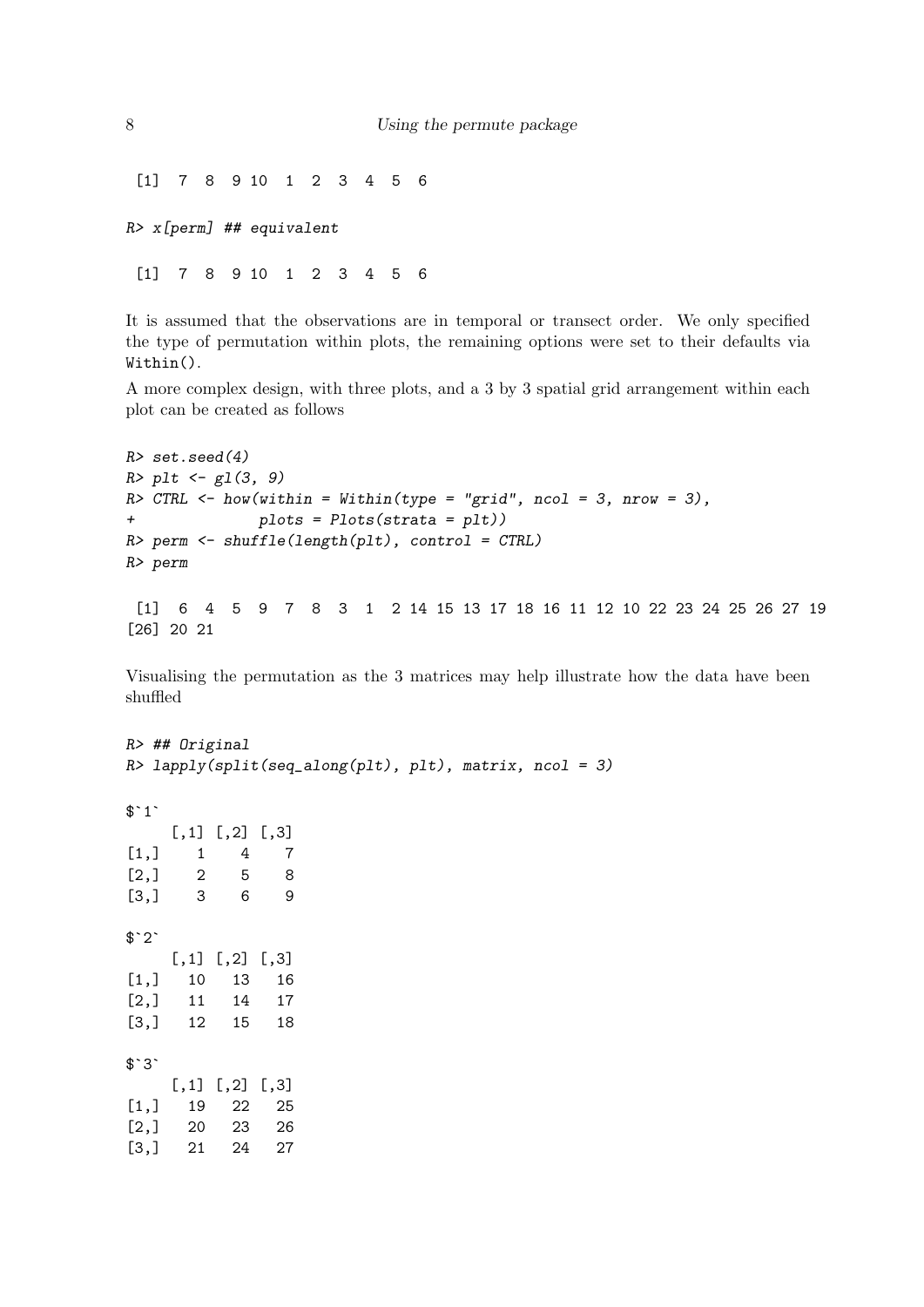```
 [1]  7  8  9 10  1  2  3  4  5  6
```

```
R> x[perm] ## equivalent
```

```
 [1]  7  8  9 10  1  2  3  4  5  6
```

It is assumed that the observations are in temporal or transect order. We only specified the type of permutation within plots, the remaining options were set to their defaults via `Within()`.

A more complex design, with three plots, and a 3 by 3 spatial grid arrangement within each plot can be created as follows

```
R> set.seed(4)
R> plt <- gl(3, 9)
R> CTRL <- how(within = Within(type = "grid", ncol = 3, nrow = 3),
+             plots = Plots(strata = plt))
R> perm <- shuffle(length(plt), control = CTRL)
R> perm
```

```
 [1]  6  4  5  9  7  8  3  1  2 14 15 13 17 18 16 11 12 10 22 23 24 25 26 27 19
[26] 20 21
```

Visualising the permutation as the 3 matrices may help illustrate how the data have been shuffled

```
R> ## Original
R> lapply(split(seq_along(plt), plt), matrix, ncol = 3)
```

```
$`1`
     [,1] [,2] [,3]
[1,]    1    4    7
[2,]    2    5    8
[3,]    3    6    9

$`2`
     [,1] [,2] [,3]
[1,]   10   13   16
[2,]   11   14   17
[3,]   12   15   18

$`3`
     [,1] [,2] [,3]
[1,]   19   22   25
[2,]   20   23   26
[3,]   21   24   27
```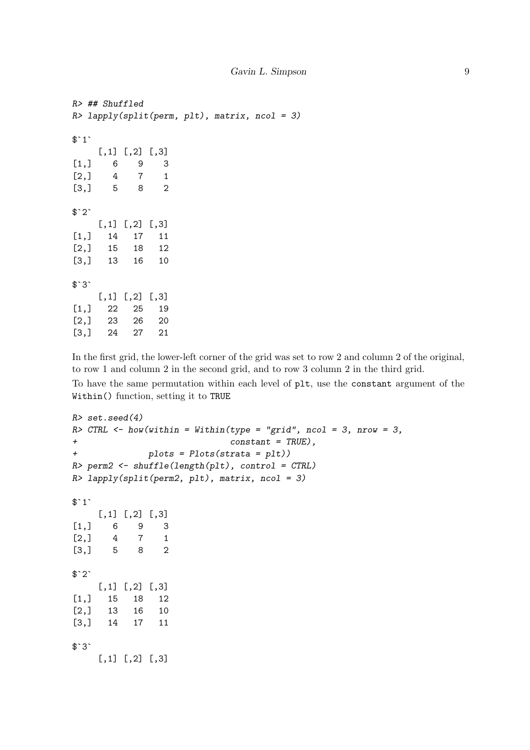```
R> ## Shuffled
R> lapply(split(perm, plt), matrix, ncol = 3)

$`1`
     [,1] [,2] [,3]
[1,]    6    9    3
[2,]    4    7    1
[3,]    5    8    2

$`2`
     [,1] [,2] [,3]
[1,]   14   17   11
[2,]   15   18   12
[3,]   13   16   10

$`3`
     [,1] [,2] [,3]
[1,]   22   25   19
[2,]   23   26   20
[3,]   24   27   21
```

In the first grid, the lower-left corner of the grid was set to row 2 and column 2 of the original, to row 1 and column 2 in the second grid, and to row 3 column 2 in the third grid.

To have the same permutation within each level of `plt`, use the `constant` argument of the `Within()` function, setting it to `TRUE`

```
R> set.seed(4)
R> CTRL <- how(within = Within(type = "grid", ncol = 3, nrow = 3,
+                              constant = TRUE),
+              plots = Plots(strata = plt))
R> perm2 <- shuffle(length(plt), control = CTRL)
R> lapply(split(perm2, plt), matrix, ncol = 3)

$`1`
     [,1] [,2] [,3]
[1,]    6    9    3
[2,]    4    7    1
[3,]    5    8    2

$`2`
     [,1] [,2] [,3]
[1,]   15   18   12
[2,]   13   16   10
[3,]   14   17   11

$`3`
     [,1] [,2] [,3]
```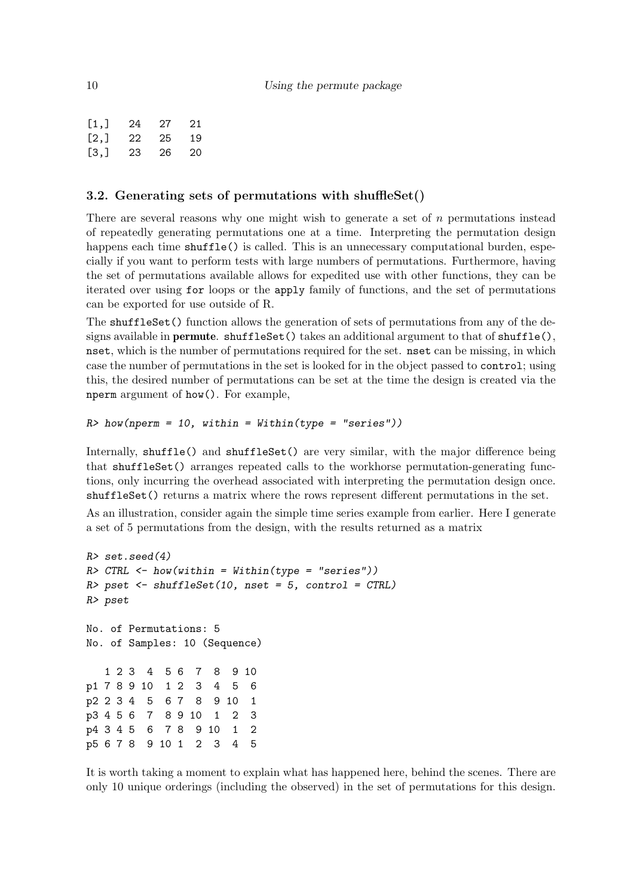```
[1,]   24   27   21
[2,]   22   25   19
[3,]   23   26   20
```

### 3.2. Generating sets of permutations with shuffleSet()

There are several reasons why one might wish to generate a set of $n$ permutations instead of repeatedly generating permutations one at a time. Interpreting the permutation design happens each time `shuffle()` is called. This is an unnecessary computational burden, especially if you want to perform tests with large numbers of permutations. Furthermore, having the set of permutations available allows for expedited use with other functions, they can be iterated over using `for` loops or the `apply` family of functions, and the set of permutations can be exported for use outside of R.

The `shuffleSet()` function allows the generation of sets of permutations from any of the designs available in **permute**. `shuffleSet()` takes an additional argument to that of `shuffle()`, `nset`, which is the number of permutations required for the set. `nset` can be missing, in which case the number of permutations in the set is looked for in the object passed to `control`; using this, the desired number of permutations can be set at the time the design is created via the `nperm` argument of `how()`. For example,

```
R> how(nperm = 10, within = Within(type = "series"))
```

Internally, `shuffle()` and `shuffleSet()` are very similar, with the major difference being that `shuffleSet()` arranges repeated calls to the workhorse permutation-generating functions, only incurring the overhead associated with interpreting the permutation design once. `shuffleSet()` returns a matrix where the rows represent different permutations in the set.

As an illustration, consider again the simple time series example from earlier. Here I generate a set of 5 permutations from the design, with the results returned as a matrix

```
R> set.seed(4)
R> CTRL <- how(within = Within(type = "series"))
R> pset <- shuffleSet(10, nset = 5, control = CTRL)
R> pset

No. of Permutations: 5
No. of Samples: 10 (Sequence)

   1 2 3  4  5 6  7  8  9 10
p1 7 8 9 10  1 2  3  4  5  6
p2 2 3 4  5  6 7  8  9 10  1
p3 4 5 6  7  8 9 10  1  2  3
p4 3 4 5  6  7 8  9 10  1  2
p5 6 7 8  9 10 1  2  3  4  5
```

It is worth taking a moment to explain what has happened here, behind the scenes. There are only 10 unique orderings (including the observed) in the set of permutations for this design.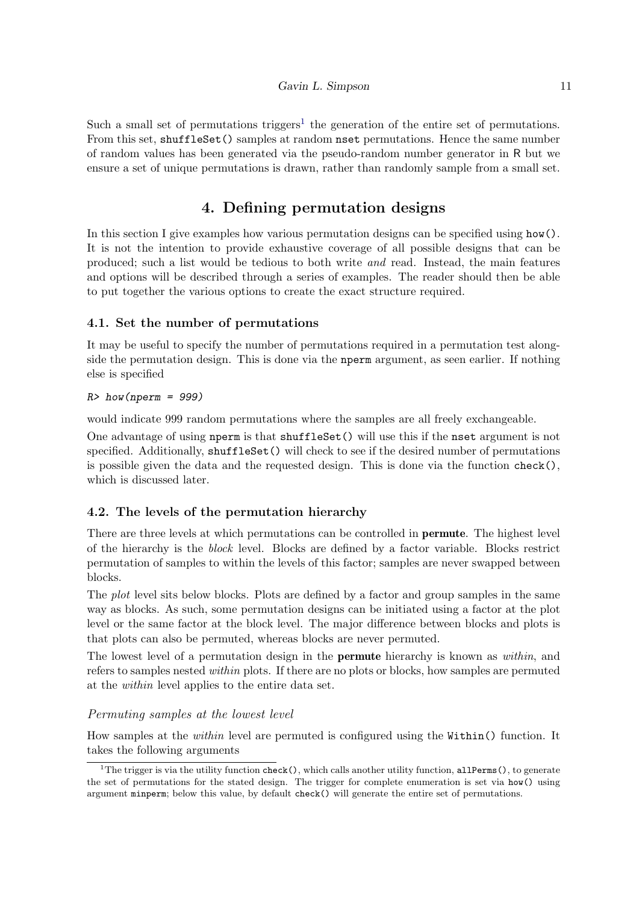Such a small set of permutations triggers[1] the generation of the entire set of permutations. From this set, `shuffleSet()` samples at random `nset` permutations. Hence the same number of random values has been generated via the pseudo-random number generator in R but we ensure a set of unique permutations is drawn, rather than randomly sample from a small set.

# 4. Defining permutation designs

In this section I give examples how various permutation designs can be specified using `how()`. It is not the intention to provide exhaustive coverage of all possible designs that can be produced; such a list would be tedious to both write *and* read. Instead, the main features and options will be described through a series of examples. The reader should then be able to put together the various options to create the exact structure required.

## 4.1. Set the number of permutations

It may be useful to specify the number of permutations required in a permutation test alongside the permutation design. This is done via the `nperm` argument, as seen earlier. If nothing else is specified

```
R> how(nperm = 999)
```

would indicate 999 random permutations where the samples are all freely exchangeable.

One advantage of using `nperm` is that `shuffleSet()` will use this if the `nset` argument is not specified. Additionally, `shuffleSet()` will check to see if the desired number of permutations is possible given the data and the requested design. This is done via the function `check()`, which is discussed later.

## 4.2. The levels of the permutation hierarchy

There are three levels at which permutations can be controlled in **permute**. The highest level of the hierarchy is the *block* level. Blocks are defined by a factor variable. Blocks restrict permutation of samples to within the levels of this factor; samples are never swapped between blocks.

The *plot* level sits below blocks. Plots are defined by a factor and group samples in the same way as blocks. As such, some permutation designs can be initiated using a factor at the plot level or the same factor at the block level. The major difference between blocks and plots is that plots can also be permuted, whereas blocks are never permuted.

The lowest level of a permutation design in the **permute** hierarchy is known as *within*, and refers to samples nested *within* plots. If there are no plots or blocks, how samples are permuted at the *within* level applies to the entire data set.

### *Permuting samples at the lowest level*

How samples at the *within* level are permuted is configured using the `Within()` function. It takes the following arguments

[1] The trigger is via the utility function `check()`, which calls another utility function, `allPerms()`, to generate the set of permutations for the stated design. The trigger for complete enumeration is set via `how()` using argument `minperm`; below this value, by default `check()` will generate the entire set of permutations.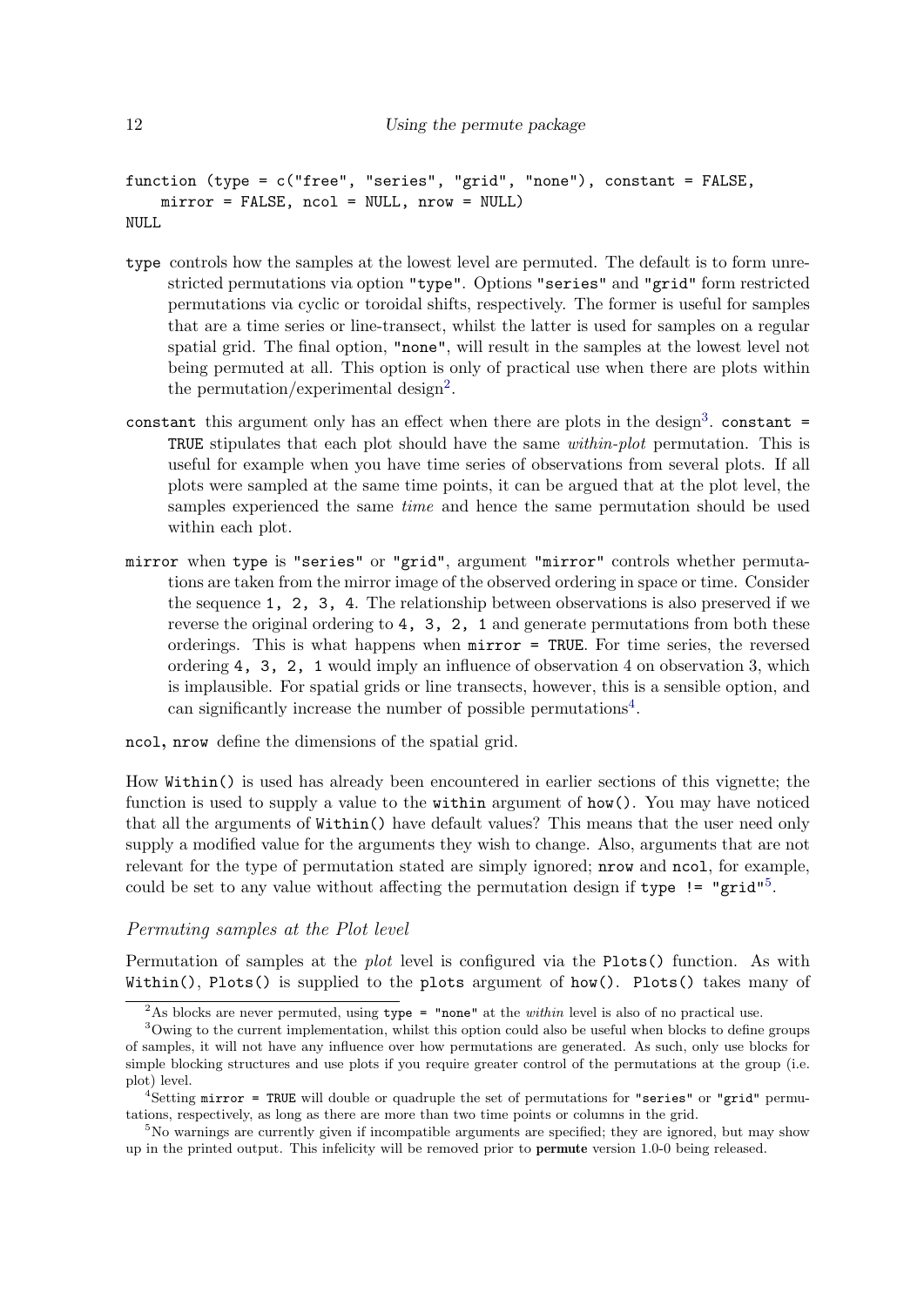```
function (type = c("free", "series", "grid", "none"), constant = FALSE,
    mirror = FALSE, ncol = NULL, nrow = NULL)
NULL
```

`type` controls how the samples at the lowest level are permuted. The default is to form unrestricted permutations via option `"type"`. Options `"series"` and `"grid"` form restricted permutations via cyclic or toroidal shifts, respectively. The former is useful for samples that are a time series or line-transect, whilst the latter is used for samples on a regular spatial grid. The final option, `"none"`, will result in the samples at the lowest level not being permuted at all. This option is only of practical use when there are plots within the permutation/experimental design[2].

`constant` this argument only has an effect when there are plots in the design[3]. `constant = TRUE` stipulates that each plot should have the same *within-plot* permutation. This is useful for example when you have time series of observations from several plots. If all plots were sampled at the same time points, it can be argued that at the plot level, the samples experienced the same *time* and hence the same permutation should be used within each plot.

`mirror` when `type` is `"series"` or `"grid"`, argument `"mirror"` controls whether permutations are taken from the mirror image of the observed ordering in space or time. Consider the sequence `1, 2, 3, 4`. The relationship between observations is also preserved if we reverse the original ordering to `4, 3, 2, 1` and generate permutations from both these orderings. This is what happens when `mirror = TRUE`. For time series, the reversed ordering `4, 3, 2, 1` would imply an influence of observation 4 on observation 3, which is implausible. For spatial grids or line transects, however, this is a sensible option, and can significantly increase the number of possible permutations[4].

`ncol`, `nrow` define the dimensions of the spatial grid.

How `Within()` is used has already been encountered in earlier sections of this vignette; the function is used to supply a value to the `within` argument of `how()`. You may have noticed that all the arguments of `Within()` have default values? This means that the user need only supply a modified value for the arguments they wish to change. Also, arguments that are not relevant for the type of permutation stated are simply ignored; `nrow` and `ncol`, for example, could be set to any value without affecting the permutation design if `type != "grid"`[5].

### *Permuting samples at the Plot level*

Permutation of samples at the *plot* level is configured via the `Plots()` function. As with `Within()`, `Plots()` is supplied to the `plots` argument of `how()`. `Plots()` takes many of

[2] As blocks are never permuted, using `type = "none"` at the *within* level is also of no practical use.

[3] Owing to the current implementation, whilst this option could also be useful when blocks to define groups of samples, it will not have any influence over how permutations are generated. As such, only use blocks for simple blocking structures and use plots if you require greater control of the permutations at the group (i.e. plot) level.

[4] Setting `mirror = TRUE` will double or quadruple the set of permutations for `"series"` or `"grid"` permutations, respectively, as long as there are more than two time points or columns in the grid.

[5] No warnings are currently given if incompatible arguments are specified; they are ignored, but may show up in the printed output. This infelicity will be removed prior to **permute** version 1.0-0 being released.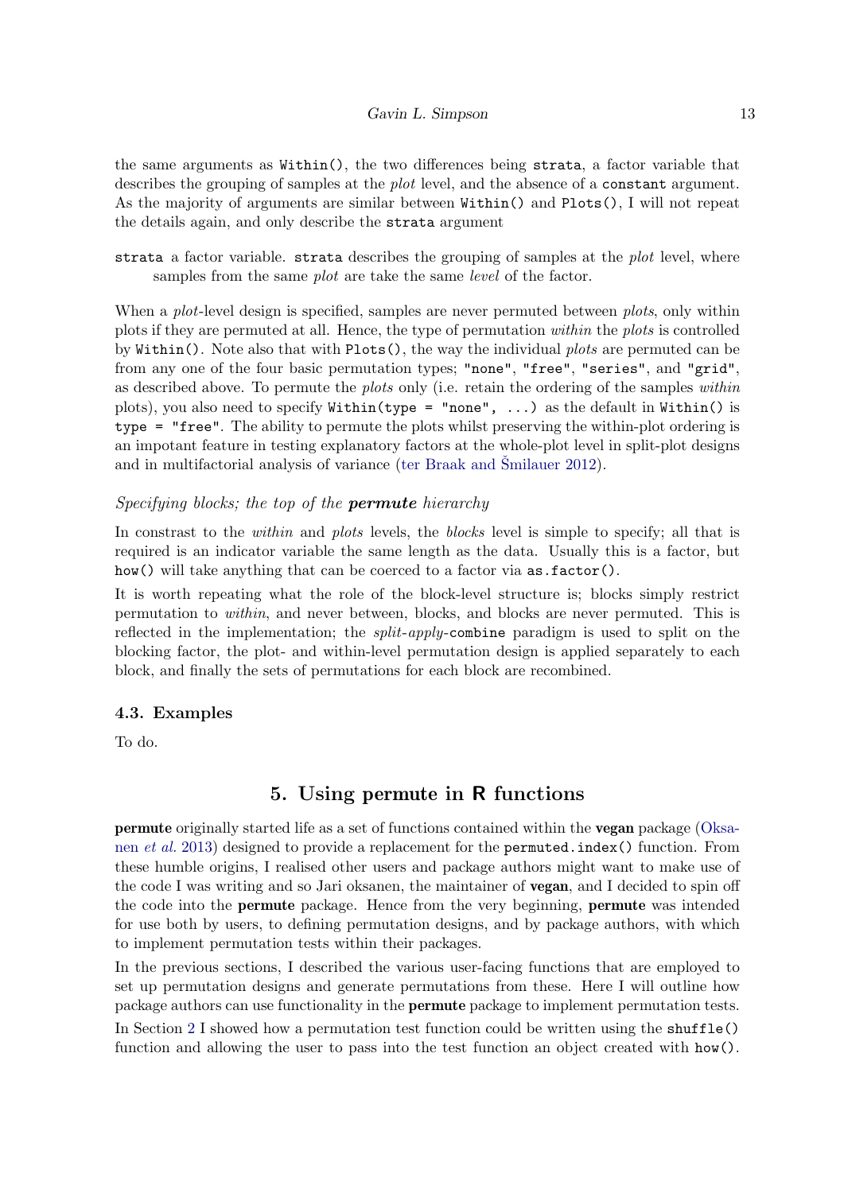the same arguments as `Within()`, the two differences being `strata`, a factor variable that describes the grouping of samples at the *plot* level, and the absence of a `constant` argument. As the majority of arguments are similar between `Within()` and `Plots()`, I will not repeat the details again, and only describe the `strata` argument

`strata` a factor variable. `strata` describes the grouping of samples at the *plot* level, where samples from the same *plot* are take the same *level* of the factor.

When a *plot*-level design is specified, samples are never permuted between *plots*, only within plots if they are permuted at all. Hence, the type of permutation *within* the *plots* is controlled by `Within()`. Note also that with `Plots()`, the way the individual *plots* are permuted can be from any one of the four basic permutation types; `"none"`, `"free"`, `"series"`, and `"grid"`, as described above. To permute the *plots* only (i.e. retain the ordering of the samples *within* plots), you also need to specify `Within(type = "none", ...)` as the default in `Within()` is `type = "free"`. The ability to permute the plots whilst preserving the within-plot ordering is an impotant feature in testing explanatory factors at the whole-plot level in split-plot designs and in multifactorial analysis of variance (ter Braak and Šmilauer 2012).

#### *Specifying blocks; the top of the* ***permute*** *hierarchy*

In constrast to the *within* and *plots* levels, the *blocks* level is simple to specify; all that is required is an indicator variable the same length as the data. Usually this is a factor, but `how()` will take anything that can be coerced to a factor via `as.factor()`.

It is worth repeating what the role of the block-level structure is; blocks simply restrict permutation to *within*, and never between, blocks, and blocks are never permuted. This is reflected in the implementation; the *split*-*apply*-`combine` paradigm is used to split on the blocking factor, the plot- and within-level permutation design is applied separately to each block, and finally the sets of permutations for each block are recombined.

### 4.3. Examples

To do.

## 5. Using permute in R functions

**permute** originally started life as a set of functions contained within the **vegan** package (Oksanen *et al.* 2013) designed to provide a replacement for the `permuted.index()` function. From these humble origins, I realised other users and package authors might want to make use of the code I was writing and so Jari oksanen, the maintainer of **vegan**, and I decided to spin off the code into the **permute** package. Hence from the very beginning, **permute** was intended for use both by users, to defining permutation designs, and by package authors, with which to implement permutation tests within their packages.

In the previous sections, I described the various user-facing functions that are employed to set up permutation designs and generate permutations from these. Here I will outline how package authors can use functionality in the **permute** package to implement permutation tests.

In Section 2 I showed how a permutation test function could be written using the `shuffle()` function and allowing the user to pass into the test function an object created with `how()`.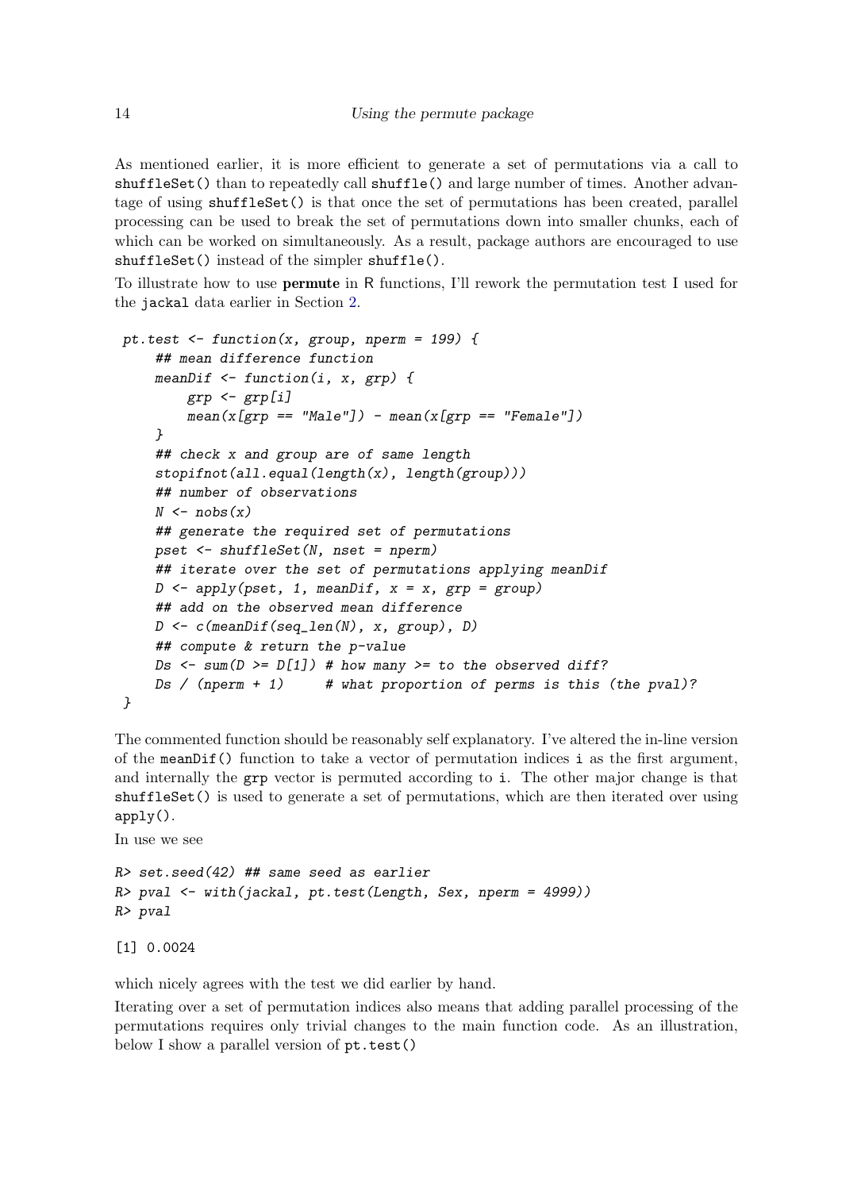As mentioned earlier, it is more efficient to generate a set of permutations via a call to shuffleSet() than to repeatedly call shuffle() and large number of times. Another advantage of using shuffleSet() is that once the set of permutations has been created, parallel processing can be used to break the set of permutations down into smaller chunks, each of which can be worked on simultaneously. As a result, package authors are encouraged to use shuffleSet() instead of the simpler shuffle().

To illustrate how to use **permute** in R functions, I'll rework the permutation test I used for the jackal data earlier in Section 2.

```
pt.test <- function(x, group, nperm = 199) {
    ## mean difference function
    meanDif <- function(i, x, grp) {
        grp <- grp[i]
        mean(x[grp == "Male"]) - mean(x[grp == "Female"])
    }
    ## check x and group are of same length
    stopifnot(all.equal(length(x), length(group)))
    ## number of observations
    N <- nobs(x)
    ## generate the required set of permutations
    pset <- shuffleSet(N, nset = nperm)
    ## iterate over the set of permutations applying meanDif
    D <- apply(pset, 1, meanDif, x = x, grp = group)
    ## add on the observed mean difference
    D <- c(meanDif(seq_len(N), x, group), D)
    ## compute & return the p-value
    Ds <- sum(D >= D[1]) # how many >= to the observed diff?
    Ds / (nperm + 1)     # what proportion of perms is this (the pval)?
}
```

The commented function should be reasonably self explanatory. I've altered the in-line version of the meanDif() function to take a vector of permutation indices i as the first argument, and internally the grp vector is permuted according to i. The other major change is that shuffleSet() is used to generate a set of permutations, which are then iterated over using apply().

In use we see

```
R> set.seed(42) ## same seed as earlier
R> pval <- with(jackal, pt.test(Length, Sex, nperm = 4999))
R> pval
```

```
[1] 0.0024
```

which nicely agrees with the test we did earlier by hand.

Iterating over a set of permutation indices also means that adding parallel processing of the permutations requires only trivial changes to the main function code. As an illustration, below I show a parallel version of pt.test()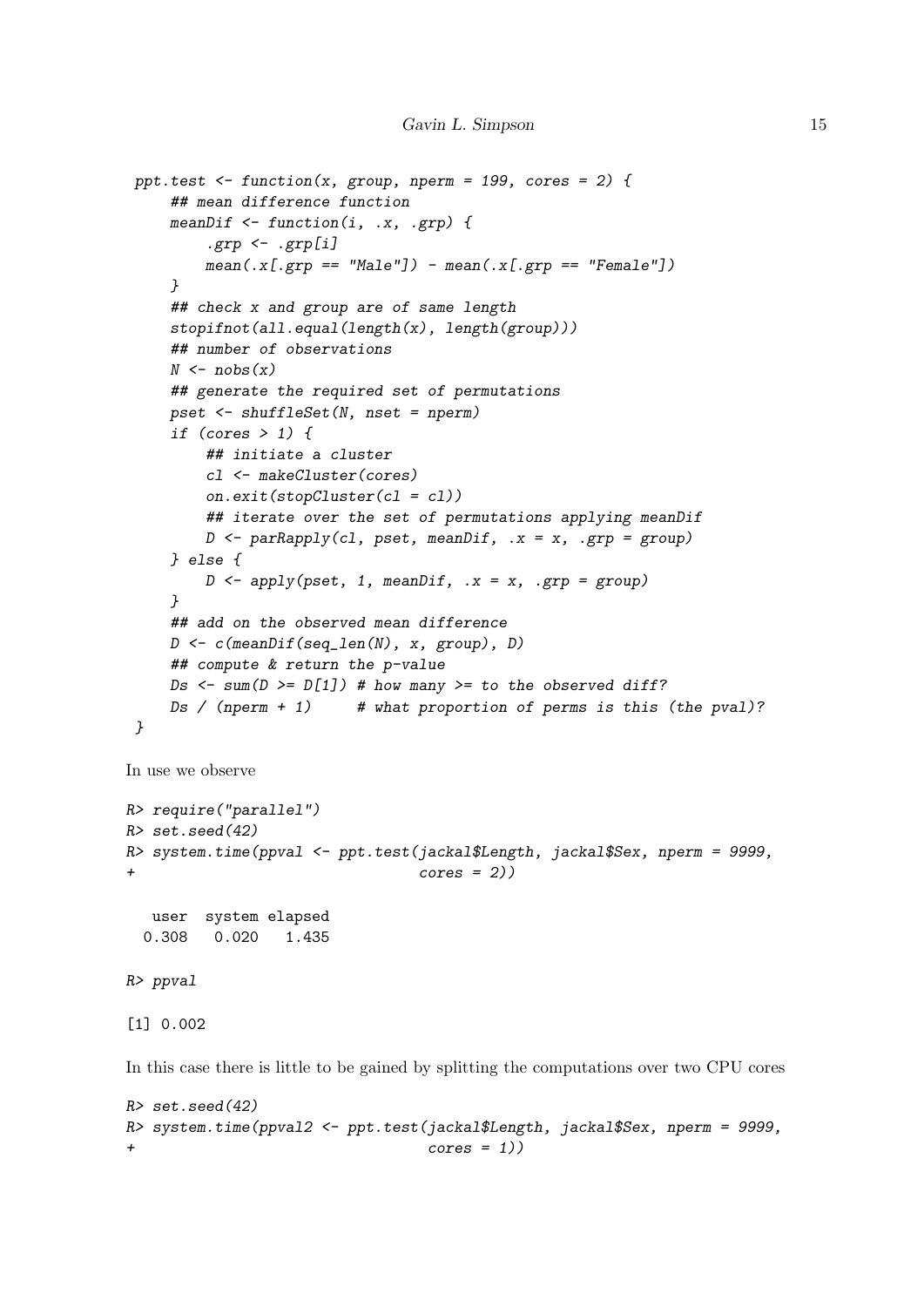```
ppt.test <- function(x, group, nperm = 199, cores = 2) {
    ## mean difference function
    meanDif <- function(i, .x, .grp) {
        .grp <- .grp[i]
        mean(.x[.grp == "Male"]) - mean(.x[.grp == "Female"])
    }
    ## check x and group are of same length
    stopifnot(all.equal(length(x), length(group)))
    ## number of observations
    N <- nobs(x)
    ## generate the required set of permutations
    pset <- shuffleSet(N, nset = nperm)
    if (cores > 1) {
        ## initiate a cluster
        cl <- makeCluster(cores)
        on.exit(stopCluster(cl = cl))
        ## iterate over the set of permutations applying meanDif
        D <- parRapply(cl, pset, meanDif, .x = x, .grp = group)
    } else {
        D <- apply(pset, 1, meanDif, .x = x, .grp = group)
    }
    ## add on the observed mean difference
    D <- c(meanDif(seq_len(N), x, group), D)
    ## compute & return the p-value
    Ds <- sum(D >= D[1]) # how many >= to the observed diff?
    Ds / (nperm + 1)     # what proportion of perms is this (the pval)?
}
```

In use we observe

```
R> require("parallel")
R> set.seed(42)
R> system.time(ppval <- ppt.test(jackal$Length, jackal$Sex, nperm = 9999,
+                                cores = 2))

   user  system elapsed
  0.308   0.020   1.435

R> ppval

[1] 0.002
```

In this case there is little to be gained by splitting the computations over two CPU cores

```
R> set.seed(42)
R> system.time(ppval2 <- ppt.test(jackal$Length, jackal$Sex, nperm = 9999,
+                                 cores = 1))
```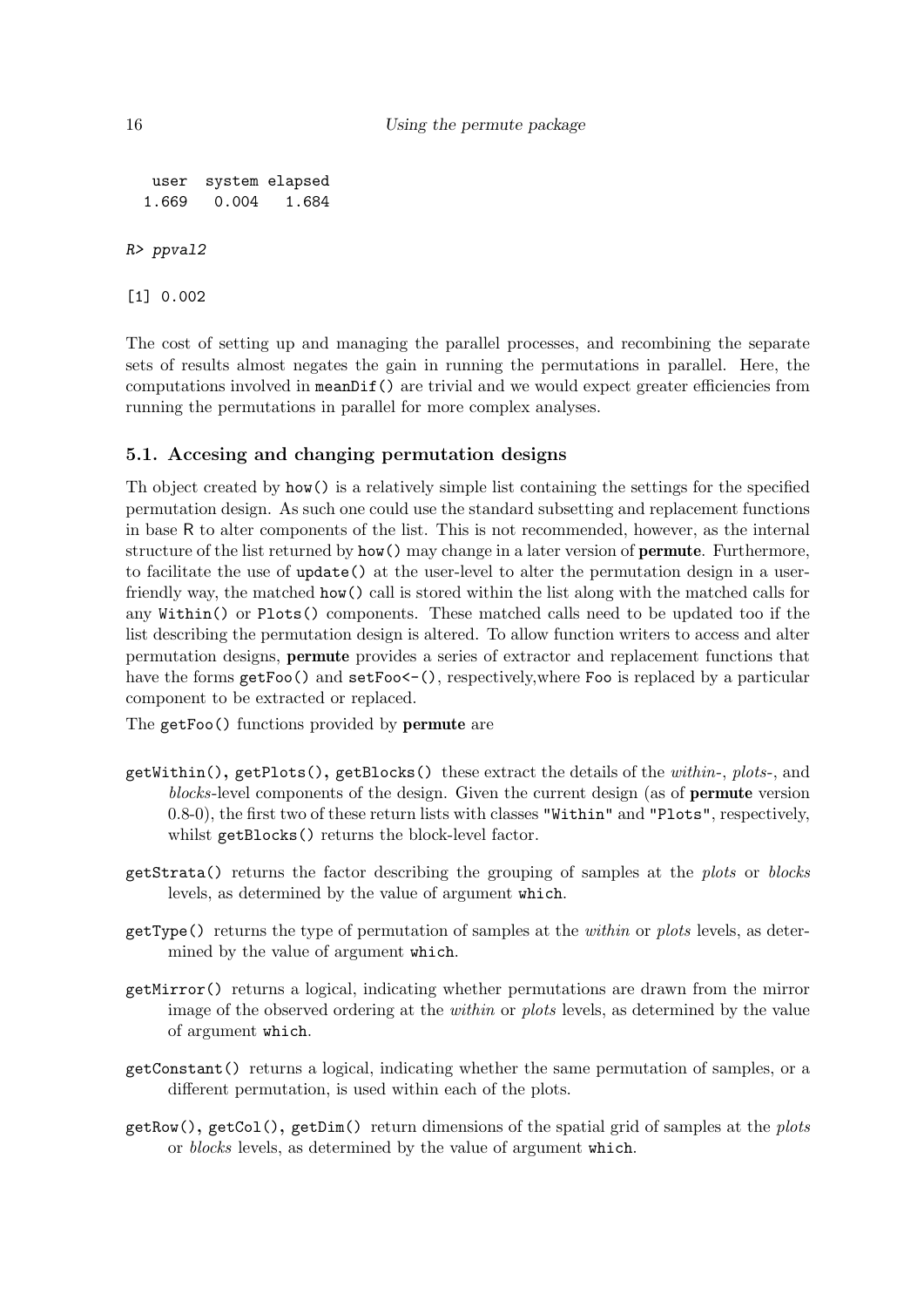```
   user  system elapsed
  1.669   0.004   1.684
```

```
R> ppval2
```

```
[1] 0.002
```

The cost of setting up and managing the parallel processes, and recombining the separate sets of results almost negates the gain in running the permutations in parallel. Here, the computations involved in `meanDif()` are trivial and we would expect greater efficiencies from running the permutations in parallel for more complex analyses.

### 5.1. Accesing and changing permutation designs

Th object created by `how()` is a relatively simple list containing the settings for the specified permutation design. As such one could use the standard subsetting and replacement functions in base R to alter components of the list. This is not recommended, however, as the internal structure of the list returned by `how()` may change in a later version of **permute**. Furthermore, to facilitate the use of `update()` at the user-level to alter the permutation design in a user-friendly way, the matched `how()` call is stored within the list along with the matched calls for any `Within()` or `Plots()` components. These matched calls need to be updated too if the list describing the permutation design is altered. To allow function writers to access and alter permutation designs, **permute** provides a series of extractor and replacement functions that have the forms `getFoo()` and `setFoo<-()`, respectively,where `Foo` is replaced by a particular component to be extracted or replaced.

The `getFoo()` functions provided by **permute** are

- `getWithin()`, `getPlots()`, `getBlocks()` these extract the details of the *within-*, *plots-*, and *blocks*-level components of the design. Given the current design (as of **permute** version 0.8-0), the first two of these return lists with classes `"Within"` and `"Plots"`, respectively, whilst `getBlocks()` returns the block-level factor.
- `getStrata()` returns the factor describing the grouping of samples at the *plots* or *blocks* levels, as determined by the value of argument `which`.
- `getType()` returns the type of permutation of samples at the *within* or *plots* levels, as determined by the value of argument `which`.
- `getMirror()` returns a logical, indicating whether permutations are drawn from the mirror image of the observed ordering at the *within* or *plots* levels, as determined by the value of argument `which`.
- `getConstant()` returns a logical, indicating whether the same permutation of samples, or a different permutation, is used within each of the plots.
- `getRow()`, `getCol()`, `getDim()` return dimensions of the spatial grid of samples at the *plots* or *blocks* levels, as determined by the value of argument `which`.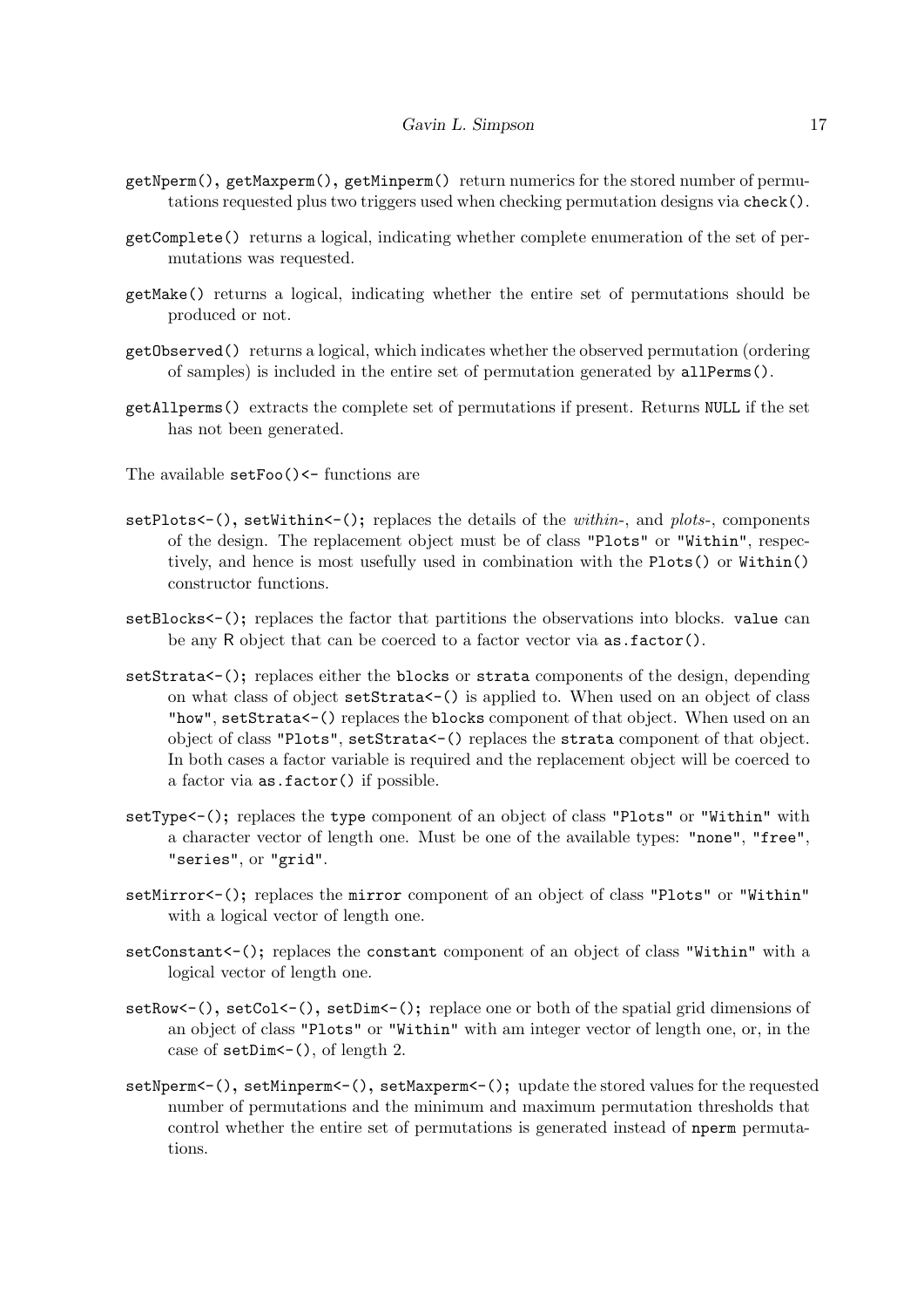`getNperm()`, `getMaxperm()`, `getMinperm()` return numerics for the stored number of permutations requested plus two triggers used when checking permutation designs via `check()`.

`getComplete()` returns a logical, indicating whether complete enumeration of the set of permutations was requested.

`getMake()` returns a logical, indicating whether the entire set of permutations should be produced or not.

`getObserved()` returns a logical, which indicates whether the observed permutation (ordering of samples) is included in the entire set of permutation generated by `allPerms()`.

`getAllperms()` extracts the complete set of permutations if present. Returns `NULL` if the set has not been generated.

The available `setFoo()<-` functions are

`setPlots<-()`, `setWithin<-()`; replaces the details of the *within*-, and *plots*-, components of the design. The replacement object must be of class `"Plots"` or `"Within"`, respectively, and hence is most usefully used in combination with the `Plots()` or `Within()` constructor functions.

`setBlocks<-()`; replaces the factor that partitions the observations into blocks. `value` can be any R object that can be coerced to a factor vector via `as.factor()`.

`setStrata<-()`; replaces either the `blocks` or `strata` components of the design, depending on what class of object `setStrata<-()` is applied to. When used on an object of class `"how"`, `setStrata<-()` replaces the `blocks` component of that object. When used on an object of class `"Plots"`, `setStrata<-()` replaces the `strata` component of that object. In both cases a factor variable is required and the replacement object will be coerced to a factor via `as.factor()` if possible.

`setType<-()`; replaces the `type` component of an object of class `"Plots"` or `"Within"` with a character vector of length one. Must be one of the available types: `"none"`, `"free"`, `"series"`, or `"grid"`.

`setMirror<-()`; replaces the `mirror` component of an object of class `"Plots"` or `"Within"` with a logical vector of length one.

`setConstant<-()`; replaces the `constant` component of an object of class `"Within"` with a logical vector of length one.

`setRow<-()`, `setCol<-()`, `setDim<-()`; replace one or both of the spatial grid dimensions of an object of class `"Plots"` or `"Within"` with am integer vector of length one, or, in the case of `setDim<-()`, of length 2.

`setNperm<-()`, `setMinperm<-()`, `setMaxperm<-()`; update the stored values for the requested number of permutations and the minimum and maximum permutation thresholds that control whether the entire set of permutations is generated instead of `nperm` permutations.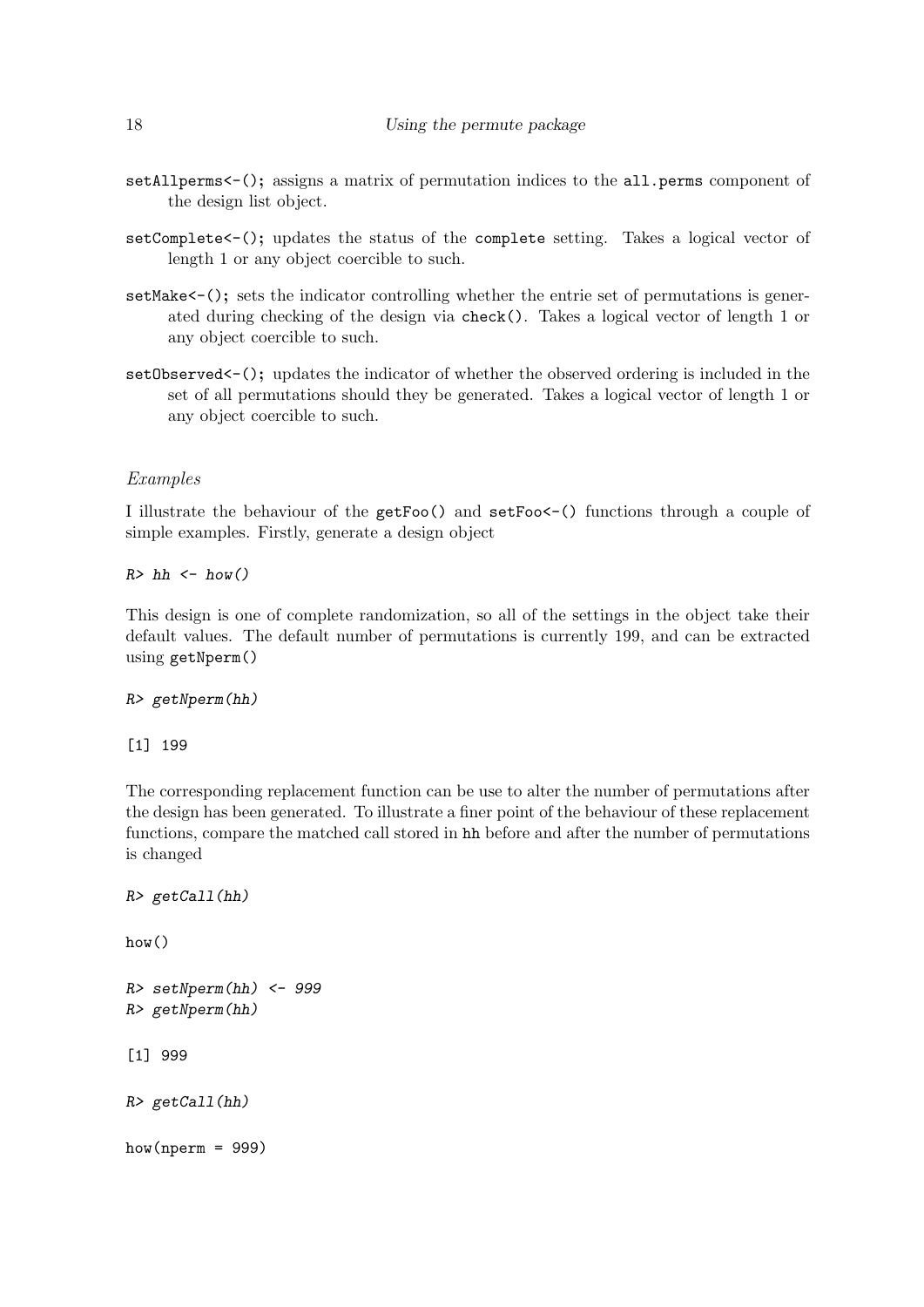`setAllperms<-()`; assigns a matrix of permutation indices to the `all.perms` component of the design list object.

`setComplete<-()`; updates the status of the `complete` setting. Takes a logical vector of length 1 or any object coercible to such.

`setMake<-()`; sets the indicator controlling whether the entrie set of permutations is generated during checking of the design via `check()`. Takes a logical vector of length 1 or any object coercible to such.

`setObserved<-()`; updates the indicator of whether the observed ordering is included in the set of all permutations should they be generated. Takes a logical vector of length 1 or any object coercible to such.

*Examples*

I illustrate the behaviour of the `getFoo()` and `setFoo<-()` functions through a couple of simple examples. Firstly, generate a design object

```
R> hh <- how()
```

This design is one of complete randomization, so all of the settings in the object take their default values. The default number of permutations is currently 199, and can be extracted using `getNperm()`

```
R> getNperm(hh)

[1] 199
```

The corresponding replacement function can be use to alter the number of permutations after the design has been generated. To illustrate a finer point of the behaviour of these replacement functions, compare the matched call stored in `hh` before and after the number of permutations is changed

```
R> getCall(hh)

how()

R> setNperm(hh) <- 999
R> getNperm(hh)

[1] 999

R> getCall(hh)

how(nperm = 999)
```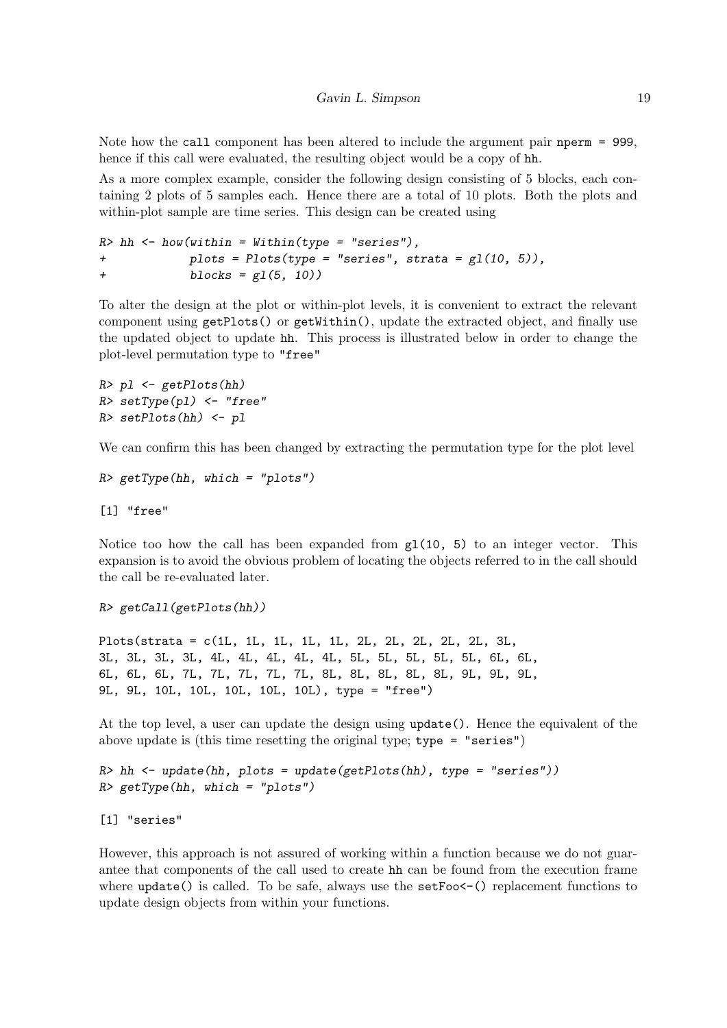Note how the `call` component has been altered to include the argument pair `nperm = 999`, hence if this call were evaluated, the resulting object would be a copy of `hh`.

As a more complex example, consider the following design consisting of 5 blocks, each containing 2 plots of 5 samples each. Hence there are a total of 10 plots. Both the plots and within-plot sample are time series. This design can be created using

```
R> hh <- how(within = Within(type = "series"),
+            plots = Plots(type = "series", strata = gl(10, 5)),
+            blocks = gl(5, 10))
```

To alter the design at the plot or within-plot levels, it is convenient to extract the relevant component using `getPlots()` or `getWithin()`, update the extracted object, and finally use the updated object to update `hh`. This process is illustrated below in order to change the plot-level permutation type to `"free"`

```
R> pl <- getPlots(hh)
R> setType(pl) <- "free"
R> setPlots(hh) <- pl
```

We can confirm this has been changed by extracting the permutation type for the plot level

```
R> getType(hh, which = "plots")

[1] "free"
```

Notice too how the call has been expanded from `gl(10, 5)` to an integer vector. This expansion is to avoid the obvious problem of locating the objects referred to in the call should the call be re-evaluated later.

```
R> getCall(getPlots(hh))

Plots(strata = c(1L, 1L, 1L, 1L, 1L, 2L, 2L, 2L, 2L, 2L, 3L,
3L, 3L, 3L, 3L, 4L, 4L, 4L, 4L, 4L, 5L, 5L, 5L, 5L, 5L, 6L, 6L,
6L, 6L, 6L, 7L, 7L, 7L, 7L, 7L, 8L, 8L, 8L, 8L, 8L, 9L, 9L, 9L,
9L, 9L, 10L, 10L, 10L, 10L, 10L), type = "free")
```

At the top level, a user can update the design using `update()`. Hence the equivalent of the above update is (this time resetting the original type; `type = "series"`)

```
R> hh <- update(hh, plots = update(getPlots(hh), type = "series"))
R> getType(hh, which = "plots")

[1] "series"
```

However, this approach is not assured of working within a function because we do not guarantee that components of the call used to create `hh` can be found from the execution frame where `update()` is called. To be safe, always use the `setFoo<-()` replacement functions to update design objects from within your functions.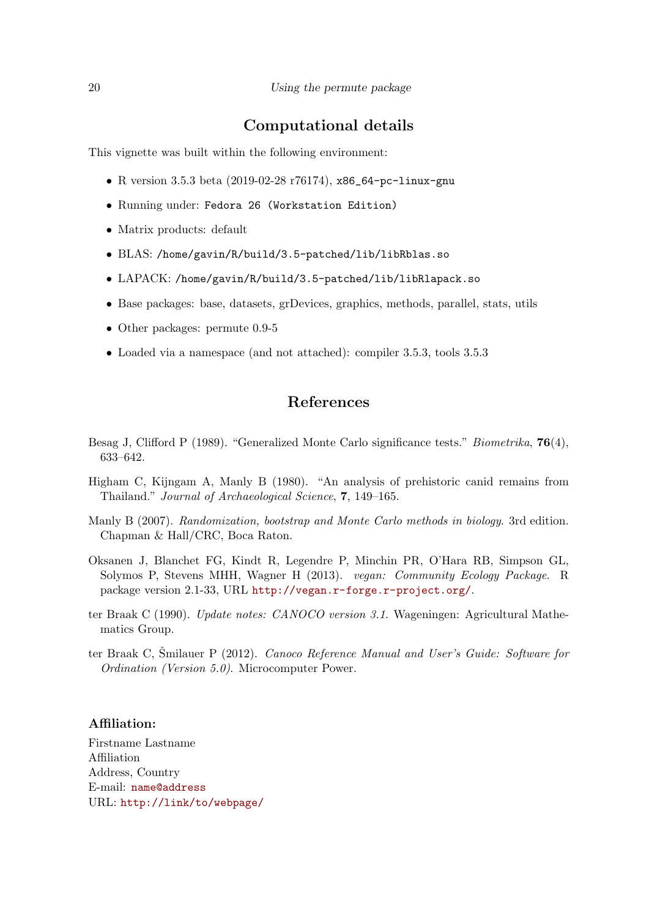## Computational details

This vignette was built within the following environment:

- R version 3.5.3 beta (2019-02-28 r76174), `x86_64-pc-linux-gnu`
- Running under: `Fedora 26 (Workstation Edition)`
- Matrix products: default
- BLAS: `/home/gavin/R/build/3.5-patched/lib/libRblas.so`
- LAPACK: `/home/gavin/R/build/3.5-patched/lib/libRlapack.so`
- Base packages: base, datasets, grDevices, graphics, methods, parallel, stats, utils
- Other packages: permute 0.9-5
- Loaded via a namespace (and not attached): compiler 3.5.3, tools 3.5.3

## References

Besag J, Clifford P (1989). "Generalized Monte Carlo significance tests." *Biometrika*, **76**(4), 633–642.

Higham C, Kijngam A, Manly B (1980). "An analysis of prehistoric canid remains from Thailand." *Journal of Archaeological Science*, **7**, 149–165.

Manly B (2007). *Randomization, bootstrap and Monte Carlo methods in biology*. 3rd edition. Chapman & Hall/CRC, Boca Raton.

Oksanen J, Blanchet FG, Kindt R, Legendre P, Minchin PR, O'Hara RB, Simpson GL, Solymos P, Stevens MHH, Wagner H (2013). *vegan: Community Ecology Package*. R package version 2.1-33, URL `http://vegan.r-forge.r-project.org/`.

ter Braak C (1990). *Update notes: CANOCO version 3.1*. Wageningen: Agricultural Mathematics Group.

ter Braak C, Šmilauer P (2012). *Canoco Reference Manual and User's Guide: Software for Ordination (Version 5.0)*. Microcomputer Power.

**Affiliation:**

Firstname Lastname
Affiliation
Address, Country
E-mail: `name@address`
URL: `http://link/to/webpage/`